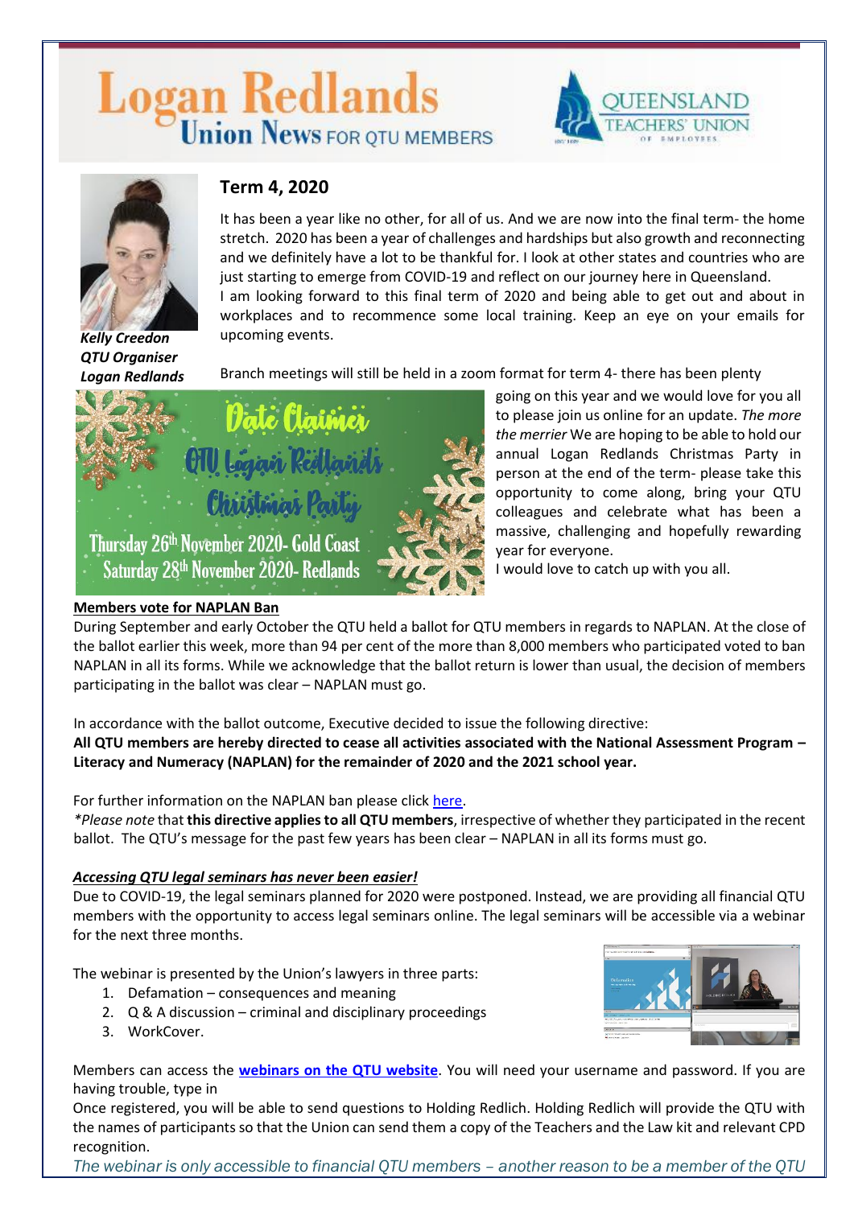# Logan Redlands
## Union News FOR QTU MEMBERS

QUEENSLAND TEACHERS' UNION OF EMPLOYEES

*Kelly Creedon*
*QTU Organiser*
*Logan Redlands*

## Term 4, 2020

It has been a year like no other, for all of us. And we are now into the final term- the home stretch. 2020 has been a year of challenges and hardships but also growth and reconnecting and we definitely have a lot to be thankful for. I look at other states and countries who are just starting to emerge from COVID-19 and reflect on our journey here in Queensland.

I am looking forward to this final term of 2020 and being able to get out and about in workplaces and to recommence some local training. Keep an eye on your emails for upcoming events.

Branch meetings will still be held in a zoom format for term 4- there has been plenty going on this year and we would love for you all to please join us online for an update. *The more the merrier* We are hoping to be able to hold our annual Logan Redlands Christmas Party in person at the end of the term- please take this opportunity to come along, bring your QTU colleagues and celebrate what has been a massive, challenging and hopefully rewarding year for everyone.

I would love to catch up with you all.

Date Claimer
QTU Logan Redlands Christmas Party
Thursday 26th November 2020- Gold Coast
Saturday 28th November 2020- Redlands

### Members vote for NAPLAN Ban

During September and early October the QTU held a ballot for QTU members in regards to NAPLAN. At the close of the ballot earlier this week, more than 94 per cent of the more than 8,000 members who participated voted to ban NAPLAN in all its forms. While we acknowledge that the ballot return is lower than usual, the decision of members participating in the ballot was clear – NAPLAN must go.

In accordance with the ballot outcome, Executive decided to issue the following directive:

**All QTU members are hereby directed to cease all activities associated with the National Assessment Program – Literacy and Numeracy (NAPLAN) for the remainder of 2020 and the 2021 school year.**

For further information on the NAPLAN ban please click here.

*\*Please note* that **this directive applies to all QTU members**, irrespective of whether they participated in the recent ballot. The QTU's message for the past few years has been clear – NAPLAN in all its forms must go.

### *Accessing QTU legal seminars has never been easier!*

Due to COVID-19, the legal seminars planned for 2020 were postponed. Instead, we are providing all financial QTU members with the opportunity to access legal seminars online. The legal seminars will be accessible via a webinar for the next three months.

The webinar is presented by the Union's lawyers in three parts:

1. Defamation – consequences and meaning
2. Q & A discussion – criminal and disciplinary proceedings
3. WorkCover.

Members can access the **webinars on the QTU website**. You will need your username and password. If you are having trouble, type in

Once registered, you will be able to send questions to Holding Redlich. Holding Redlich will provide the QTU with the names of participants so that the Union can send them a copy of the Teachers and the Law kit and relevant CPD recognition.

*The webinar is only accessible to financial QTU members – another reason to be a member of the QTU*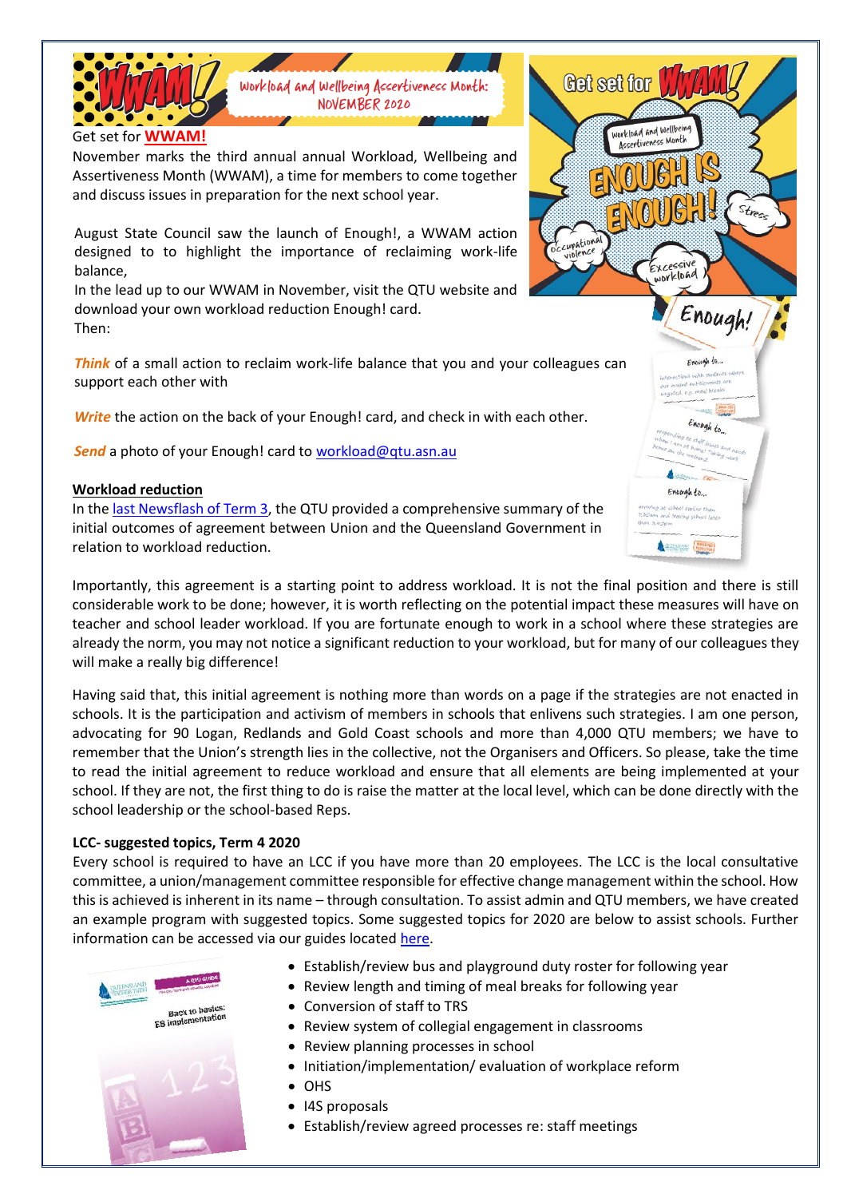Workload and Wellbeing Assertiveness Month: NOVEMBER 2020

Get set for **WWAM!**

November marks the third annual annual Workload, Wellbeing and Assertiveness Month (WWAM), a time for members to come together and discuss issues in preparation for the next school year.

August State Council saw the launch of Enough!, a WWAM action designed to to highlight the importance of reclaiming work-life balance,

In the lead up to our WWAM in November, visit the QTU website and download your own workload reduction Enough! card.

Then:

***Think*** of a small action to reclaim work-life balance that you and your colleagues can support each other with

***Write*** the action on the back of your Enough! card, and check in with each other.

***Send*** a photo of your Enough! card to workload@qtu.asn.au

**Workload reduction**

In the last Newsflash of Term 3, the QTU provided a comprehensive summary of the initial outcomes of agreement between Union and the Queensland Government in relation to workload reduction.

Importantly, this agreement is a starting point to address workload. It is not the final position and there is still considerable work to be done; however, it is worth reflecting on the potential impact these measures will have on teacher and school leader workload. If you are fortunate enough to work in a school where these strategies are already the norm, you may not notice a significant reduction to your workload, but for many of our colleagues they will make a really big difference!

Having said that, this initial agreement is nothing more than words on a page if the strategies are not enacted in schools. It is the participation and activism of members in schools that enlivens such strategies. I am one person, advocating for 90 Logan, Redlands and Gold Coast schools and more than 4,000 QTU members; we have to remember that the Union's strength lies in the collective, not the Organisers and Officers. So please, take the time to read the initial agreement to reduce workload and ensure that all elements are being implemented at your school. If they are not, the first thing to do is raise the matter at the local level, which can be done directly with the school leadership or the school-based Reps.

**LCC- suggested topics, Term 4 2020**

Every school is required to have an LCC if you have more than 20 employees. The LCC is the local consultative committee, a union/management committee responsible for effective change management within the school. How this is achieved is inherent in its name – through consultation. To assist admin and QTU members, we have created an example program with suggested topics. Some suggested topics for 2020 are below to assist schools. Further information can be accessed via our guides located here.

- Establish/review bus and playground duty roster for following year
- Review length and timing of meal breaks for following year
- Conversion of staff to TRS
- Review system of collegial engagement in classrooms
- Review planning processes in school
- Initiation/implementation/ evaluation of workplace reform
- OHS
- I4S proposals
- Establish/review agreed processes re: staff meetings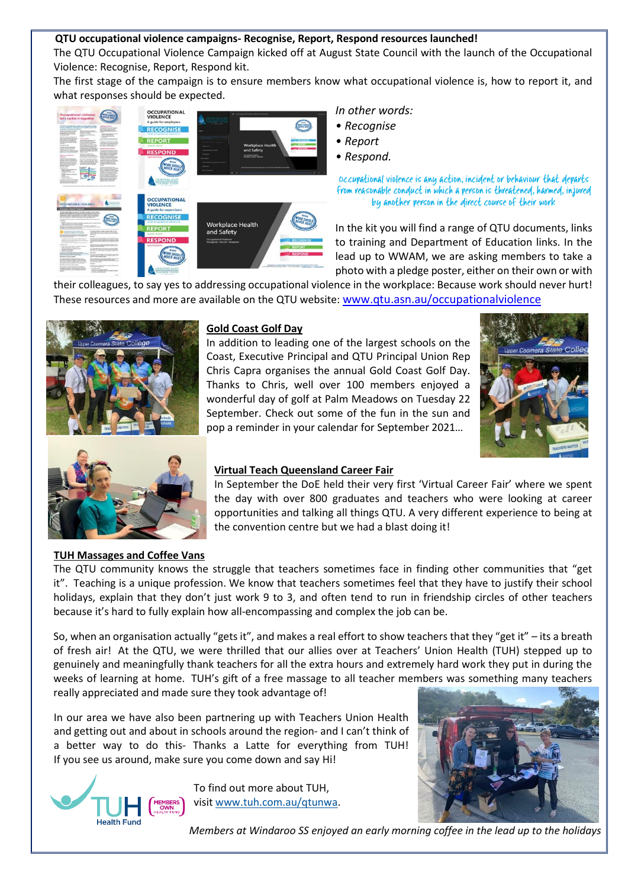**QTU occupational violence campaigns- Recognise, Report, Respond resources launched!**

The QTU Occupational Violence Campaign kicked off at August State Council with the launch of the Occupational Violence: Recognise, Report, Respond kit.

The first stage of the campaign is to ensure members know what occupational violence is, how to report it, and what responses should be expected.

*In other words:*

- *Recognise*
- *Report*
- *Respond.*

Occupational violence is any action, incident or behaviour that departs from reasonable conduct in which a person is threatened, harmed, injured by another person in the direct course of their work

In the kit you will find a range of QTU documents, links to training and Department of Education links. In the lead up to WWAM, we are asking members to take a photo with a pledge poster, either on their own or with their colleagues, to say yes to addressing occupational violence in the workplace: Because work should never hurt! These resources and more are available on the QTU website: www.qtu.asn.au/occupationalviolence

## Gold Coast Golf Day

In addition to leading one of the largest schools on the Coast, Executive Principal and QTU Principal Union Rep Chris Capra organises the annual Gold Coast Golf Day. Thanks to Chris, well over 100 members enjoyed a wonderful day of golf at Palm Meadows on Tuesday 22 September. Check out some of the fun in the sun and pop a reminder in your calendar for September 2021…

## Virtual Teach Queensland Career Fair

In September the DoE held their very first 'Virtual Career Fair' where we spent the day with over 800 graduates and teachers who were looking at career opportunities and talking all things QTU. A very different experience to being at the convention centre but we had a blast doing it!

## TUH Massages and Coffee Vans

The QTU community knows the struggle that teachers sometimes face in finding other communities that "get it". Teaching is a unique profession. We know that teachers sometimes feel that they have to justify their school holidays, explain that they don't just work 9 to 3, and often tend to run in friendship circles of other teachers because it's hard to fully explain how all-encompassing and complex the job can be.

So, when an organisation actually "gets it", and makes a real effort to show teachers that they "get it" – its a breath of fresh air! At the QTU, we were thrilled that our allies over at Teachers' Union Health (TUH) stepped up to genuinely and meaningfully thank teachers for all the extra hours and extremely hard work they put in during the weeks of learning at home. TUH's gift of a free massage to all teacher members was something many teachers really appreciated and made sure they took advantage of!

In our area we have also been partnering up with Teachers Union Health and getting out and about in schools around the region- and I can't think of a better way to do this- Thanks a Latte for everything from TUH! If you see us around, make sure you come down and say Hi!

To find out more about TUH, visit www.tuh.com.au/qtunwa.

*Members at Windaroo SS enjoyed an early morning coffee in the lead up to the holidays*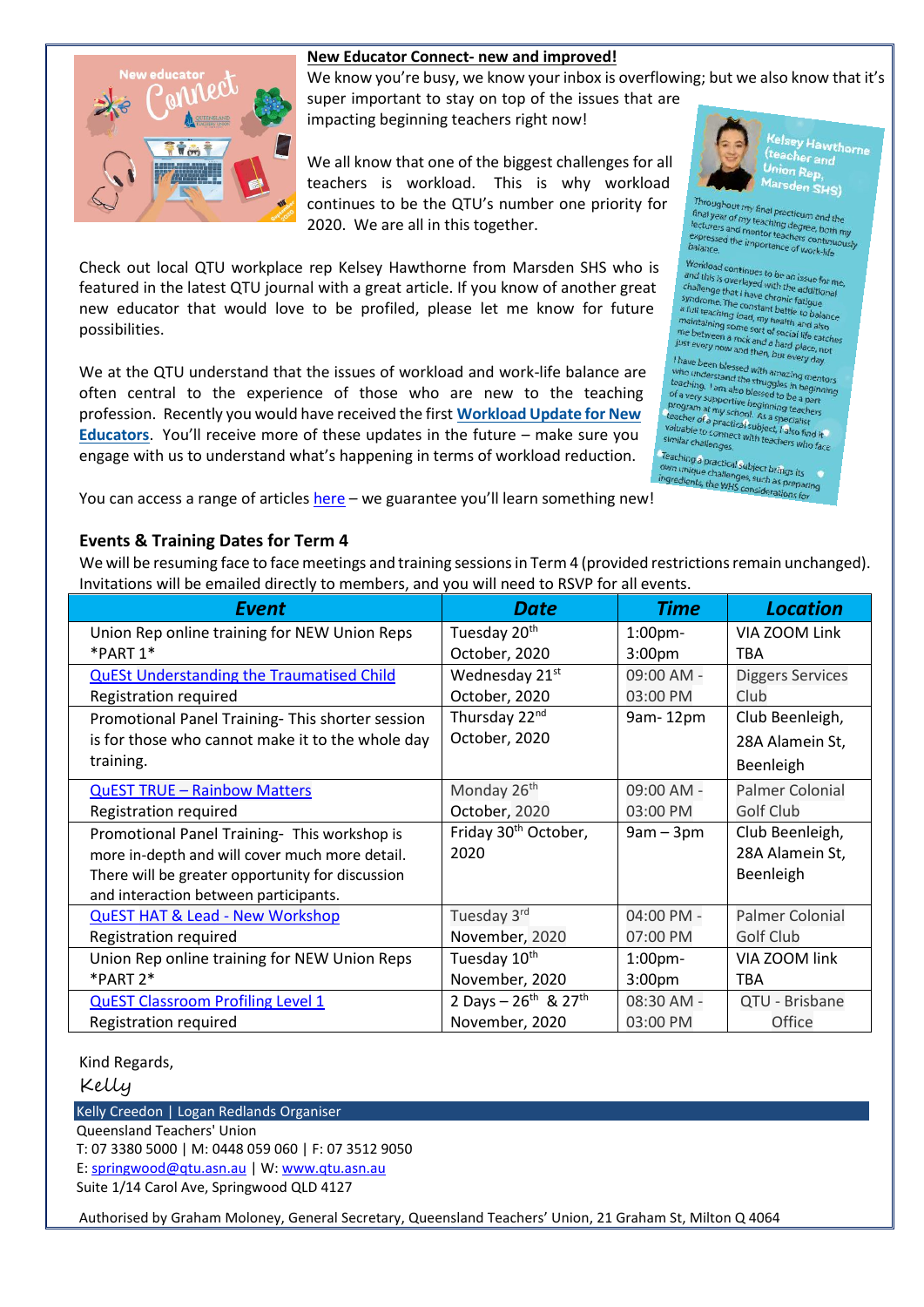**New Educator Connect- new and improved!**

We know you're busy, we know your inbox is overflowing; but we also know that it's super important to stay on top of the issues that are impacting beginning teachers right now!

We all know that one of the biggest challenges for all teachers is workload. This is why workload continues to be the QTU's number one priority for 2020. We are all in this together.

Check out local QTU workplace rep Kelsey Hawthorne from Marsden SHS who is featured in the latest QTU journal with a great article. If you know of another great new educator that would love to be profiled, please let me know for future possibilities.

We at the QTU understand that the issues of workload and work-life balance are often central to the experience of those who are new to the teaching profession. Recently you would have received the first [Workload Update for New Educators](). You'll receive more of these updates in the future – make sure you engage with us to understand what's happening in terms of workload reduction.

You can access a range of articles [here]() – we guarantee you'll learn something new!

### Events & Training Dates for Term 4

We will be resuming face to face meetings and training sessions in Term 4 (provided restrictions remain unchanged). Invitations will be emailed directly to members, and you will need to RSVP for all events.

| Event | Date | Time | Location |
|---|---|---|---|
| Union Rep online training for NEW Union Reps *PART 1* | Tuesday 20th October, 2020 | 1:00pm-3:00pm | VIA ZOOM Link TBA |
| [QuESt Understanding the Traumatised Child]() Registration required | Wednesday 21st October, 2020 | 09:00 AM - 03:00 PM | Diggers Services Club |
| Promotional Panel Training- This shorter session is for those who cannot make it to the whole day training. | Thursday 22nd October, 2020 | 9am- 12pm | Club Beenleigh, 28A Alamein St, Beenleigh |
| [QuEST TRUE – Rainbow Matters]() Registration required | Monday 26th October, 2020 | 09:00 AM - 03:00 PM | Palmer Colonial Golf Club |
| Promotional Panel Training- This workshop is more in-depth and will cover much more detail. There will be greater opportunity for discussion and interaction between participants. | Friday 30th October, 2020 | 9am – 3pm | Club Beenleigh, 28A Alamein St, Beenleigh |
| [QuEST HAT & Lead - New Workshop]() Registration required | Tuesday 3rd November, 2020 | 04:00 PM - 07:00 PM | Palmer Colonial Golf Club |
| Union Rep online training for NEW Union Reps *PART 2* | Tuesday 10th November, 2020 | 1:00pm-3:00pm | VIA ZOOM link TBA |
| [QuEST Classroom Profiling Level 1]() Registration required | 2 Days – 26th & 27th November, 2020 | 08:30 AM - 03:00 PM | QTU - Brisbane Office |

Kind Regards,

Kelly

Kelly Creedon | Logan Redlands Organiser
Queensland Teachers' Union
T: 07 3380 5000 | M: 0448 059 060 | F: 07 3512 9050
E: springwood@qtu.asn.au | W: www.qtu.asn.au
Suite 1/14 Carol Ave, Springwood QLD 4127

Authorised by Graham Moloney, General Secretary, Queensland Teachers' Union, 21 Graham St, Milton Q 4064